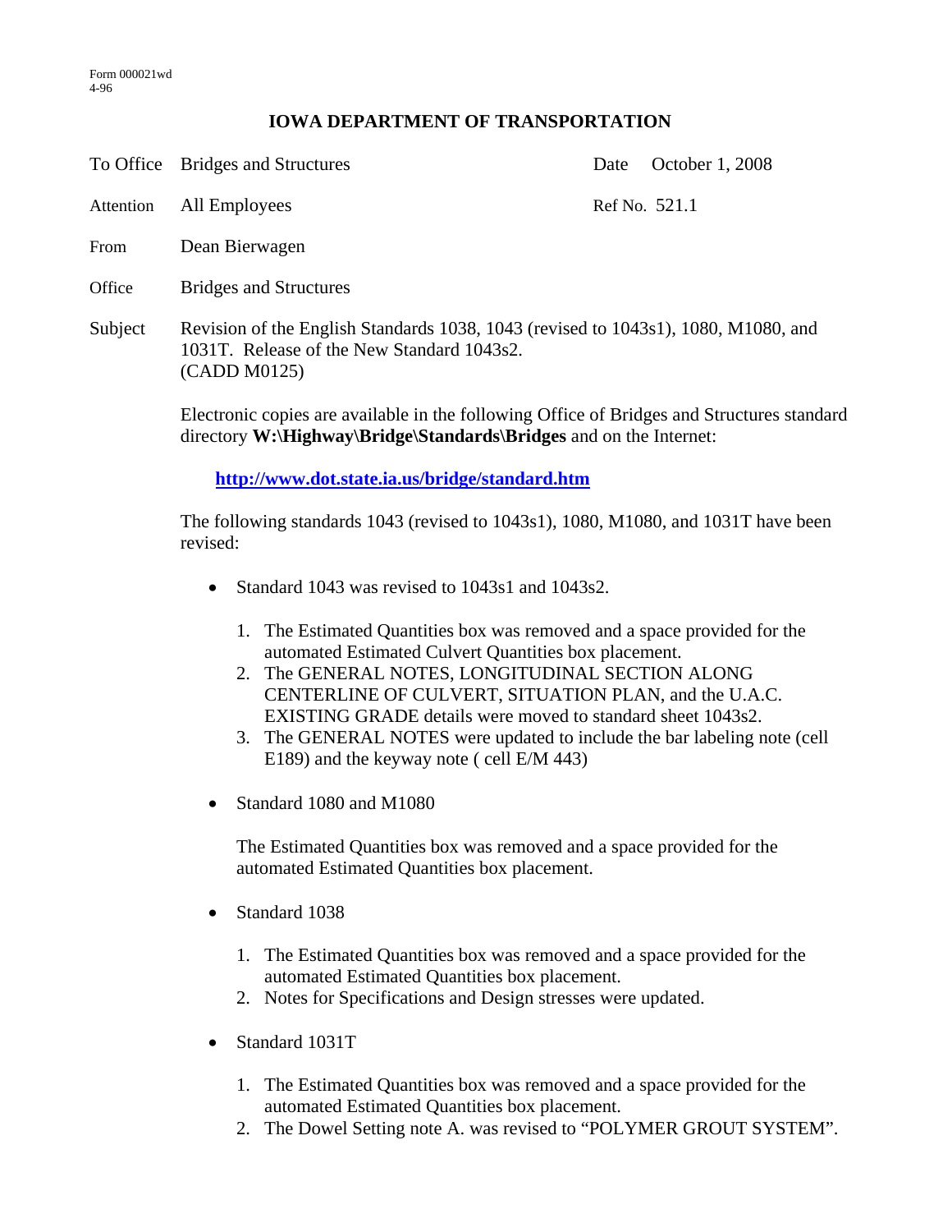Form 000021wd
4-96

# IOWA DEPARTMENT OF TRANSPORTATION

| | | | |
|---|---|---|---|
| To Office | Bridges and Structures | Date | October 1, 2008 |
| Attention | All Employees | Ref No. | 521.1 |
| From | Dean Bierwagen | | |
| Office | Bridges and Structures | | |

Subject: Revision of the English Standards 1038, 1043 (revised to 1043s1), 1080, M1080, and 1031T. Release of the New Standard 1043s2.
(CADD M0125)

Electronic copies are available in the following Office of Bridges and Structures standard directory **W:\Highway\Bridge\Standards\Bridges** and on the Internet:

**http://www.dot.state.ia.us/bridge/standard.htm**

The following standards 1043 (revised to 1043s1), 1080, M1080, and 1031T have been revised:

- Standard 1043 was revised to 1043s1 and 1043s2.

  1. The Estimated Quantities box was removed and a space provided for the automated Estimated Culvert Quantities box placement.
  2. The GENERAL NOTES, LONGITUDINAL SECTION ALONG CENTERLINE OF CULVERT, SITUATION PLAN, and the U.A.C. EXISTING GRADE details were moved to standard sheet 1043s2.
  3. The GENERAL NOTES were updated to include the bar labeling note (cell E189) and the keyway note ( cell E/M 443)

- Standard 1080 and M1080

  The Estimated Quantities box was removed and a space provided for the automated Estimated Quantities box placement.

- Standard 1038

  1. The Estimated Quantities box was removed and a space provided for the automated Estimated Quantities box placement.
  2. Notes for Specifications and Design stresses were updated.

- Standard 1031T

  1. The Estimated Quantities box was removed and a space provided for the automated Estimated Quantities box placement.
  2. The Dowel Setting note A. was revised to "POLYMER GROUT SYSTEM".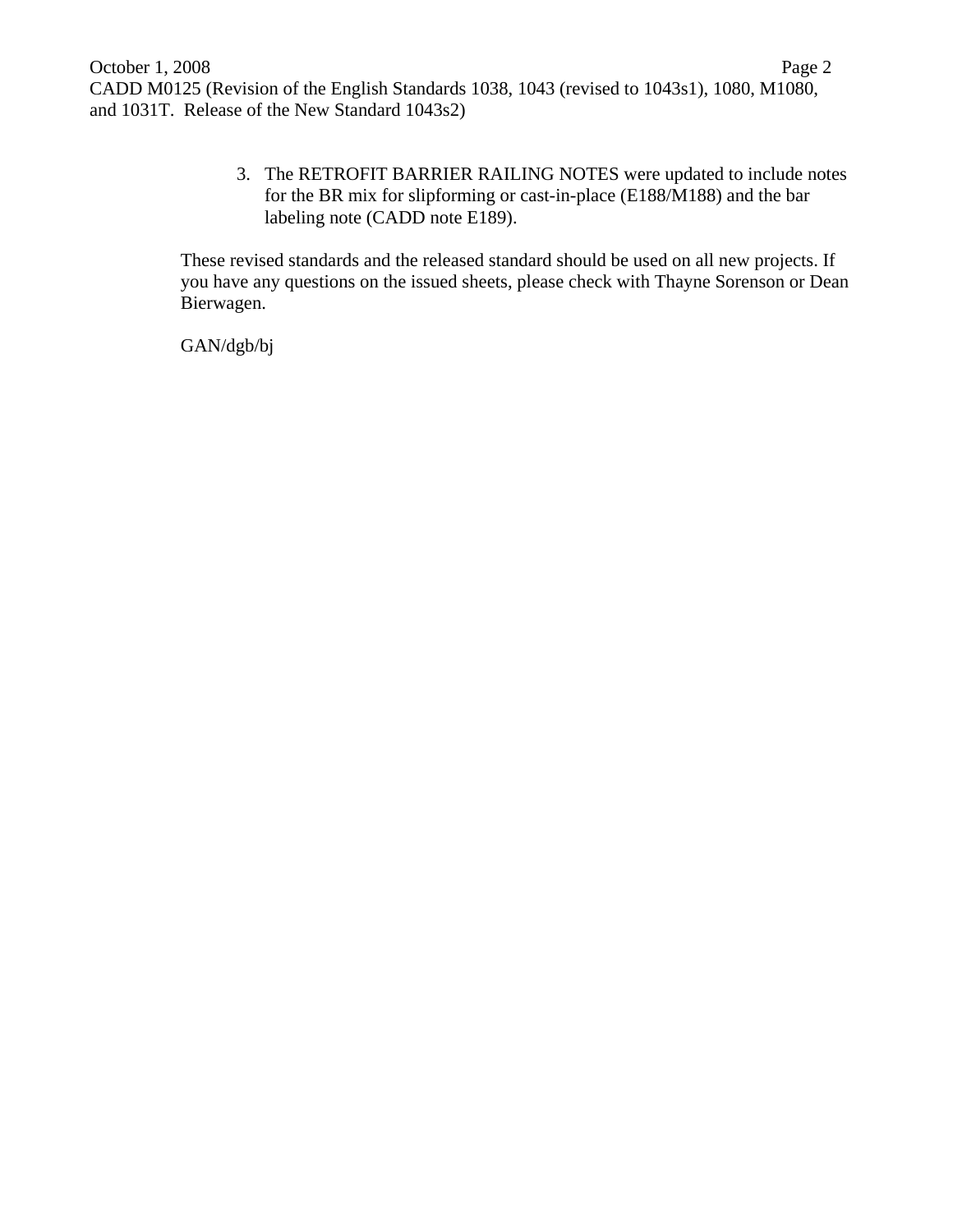3. The RETROFIT BARRIER RAILING NOTES were updated to include notes for the BR mix for slipforming or cast-in-place (E188/M188) and the bar labeling note (CADD note E189).

These revised standards and the released standard should be used on all new projects. If you have any questions on the issued sheets, please check with Thayne Sorenson or Dean Bierwagen.

GAN/dgb/bj